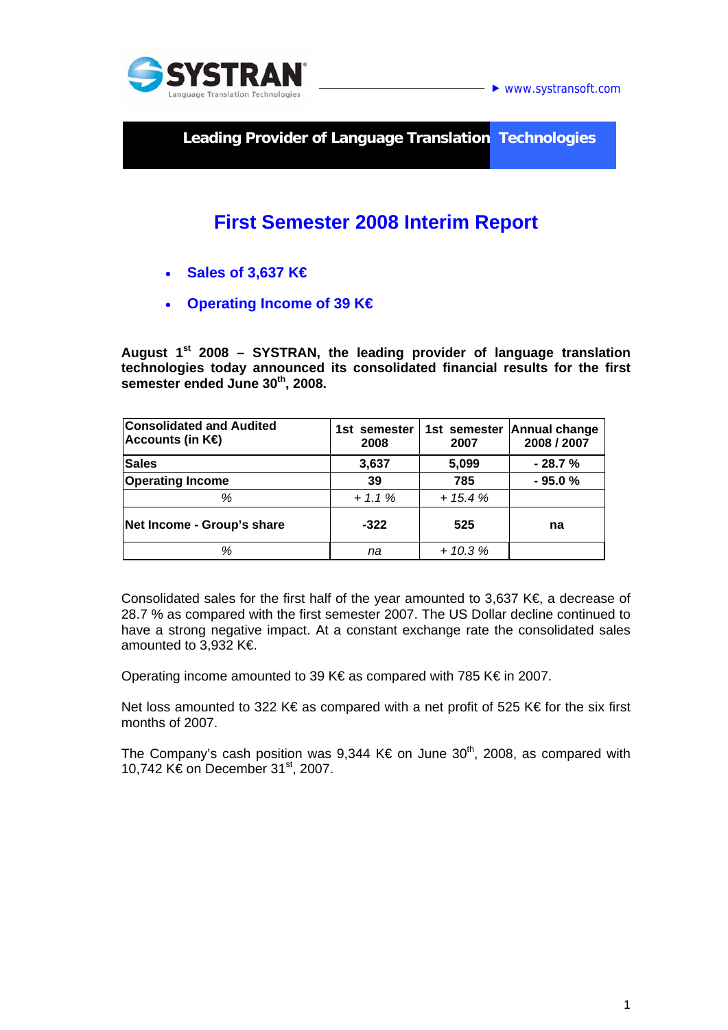SYSTRAN Language Translation Technologies

www.systransoft.com

**Leading Provider of Language Translation Technologies**

# First Semester 2008 Interim Report

- **Sales of 3,637 K€**
- **Operating Income of 39 K€**

**August 1st 2008 – SYSTRAN, the leading provider of language translation technologies today announced its consolidated financial results for the first semester ended June 30th, 2008.**

| Consolidated and Audited Accounts (in K€) | 1st semester 2008 | 1st semester 2007 | Annual change 2008 / 2007 |
|---|---|---|---|
| **Sales** | **3,637** | **5,099** | **- 28.7 %** |
| **Operating Income** | **39** | **785** | **- 95.0 %** |
| *%* | *+ 1.1 %* | *+ 15.4 %* | |
| **Net Income - Group's share** | **-322** | **525** | **na** |
| *%* | *na* | *+ 10.3 %* | |

Consolidated sales for the first half of the year amounted to 3,637 K€, a decrease of 28.7 % as compared with the first semester 2007. The US Dollar decline continued to have a strong negative impact. At a constant exchange rate the consolidated sales amounted to 3,932 K€.

Operating income amounted to 39 K€ as compared with 785 K€ in 2007.

Net loss amounted to 322 K€ as compared with a net profit of 525 K€ for the six first months of 2007.

The Company's cash position was 9,344 K€ on June 30th, 2008, as compared with 10,742 K€ on December 31st, 2007.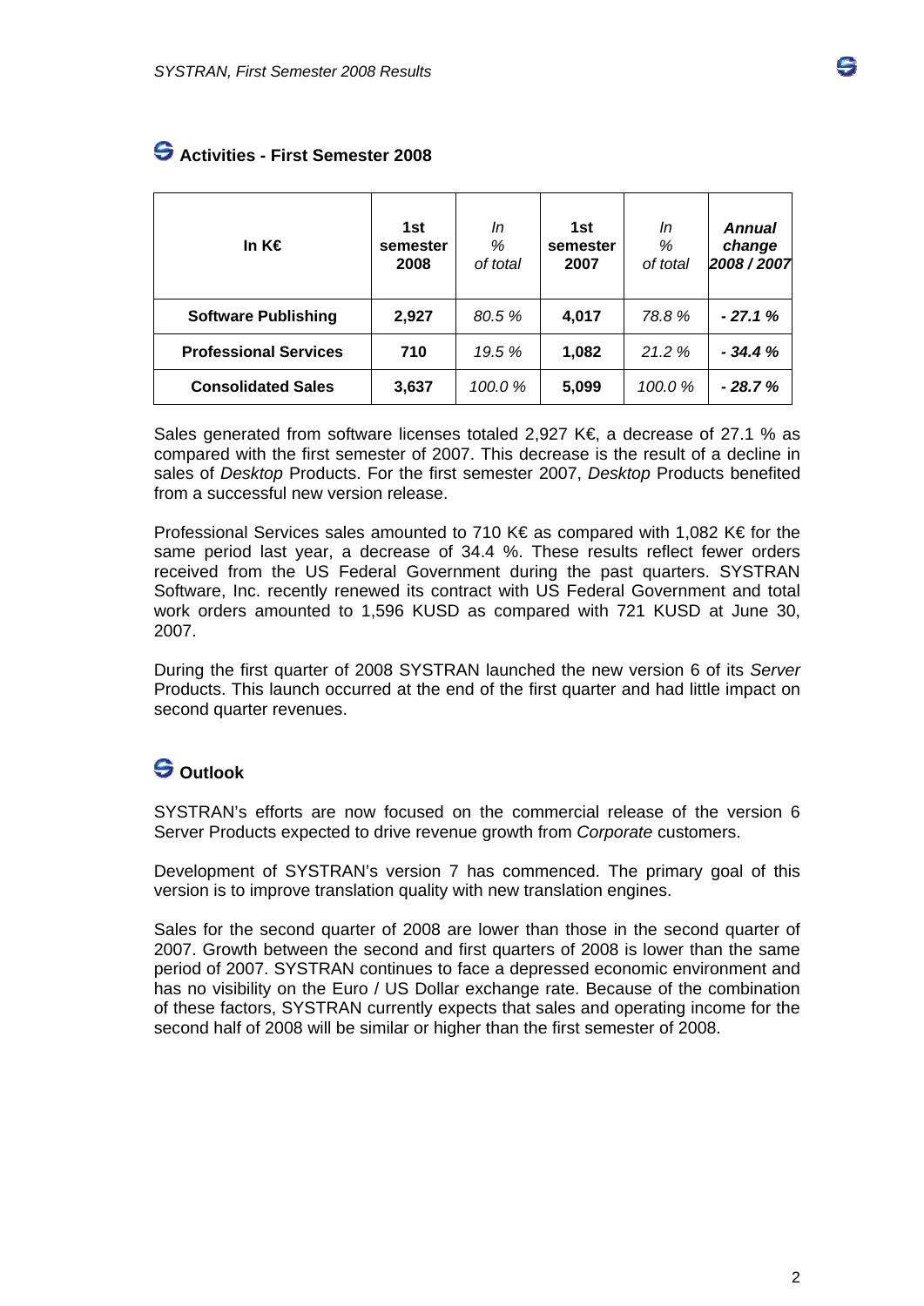## Activities - First Semester 2008

| In K€ | 1st semester 2008 | *In % of total* | 1st semester 2007 | *In % of total* | ***Annual change 2008 / 2007*** |
|---|---|---|---|---|---|
| **Software Publishing** | **2,927** | *80.5 %* | **4,017** | *78.8 %* | ***- 27.1 %*** |
| **Professional Services** | **710** | *19.5 %* | **1,082** | *21.2 %* | ***- 34.4 %*** |
| **Consolidated Sales** | **3,637** | *100.0 %* | **5,099** | *100.0 %* | ***- 28.7 %*** |

Sales generated from software licenses totaled 2,927 K€, a decrease of 27.1 % as compared with the first semester of 2007. This decrease is the result of a decline in sales of *Desktop* Products. For the first semester 2007, *Desktop* Products benefited from a successful new version release.

Professional Services sales amounted to 710 K€ as compared with 1,082 K€ for the same period last year, a decrease of 34.4 %. These results reflect fewer orders received from the US Federal Government during the past quarters. SYSTRAN Software, Inc. recently renewed its contract with US Federal Government and total work orders amounted to 1,596 KUSD as compared with 721 KUSD at June 30, 2007.

During the first quarter of 2008 SYSTRAN launched the new version 6 of its *Server* Products. This launch occurred at the end of the first quarter and had little impact on second quarter revenues.

## Outlook

SYSTRAN's efforts are now focused on the commercial release of the version 6 Server Products expected to drive revenue growth from *Corporate* customers.

Development of SYSTRAN's version 7 has commenced. The primary goal of this version is to improve translation quality with new translation engines.

Sales for the second quarter of 2008 are lower than those in the second quarter of 2007. Growth between the second and first quarters of 2008 is lower than the same period of 2007. SYSTRAN continues to face a depressed economic environment and has no visibility on the Euro / US Dollar exchange rate. Because of the combination of these factors, SYSTRAN currently expects that sales and operating income for the second half of 2008 will be similar or higher than the first semester of 2008.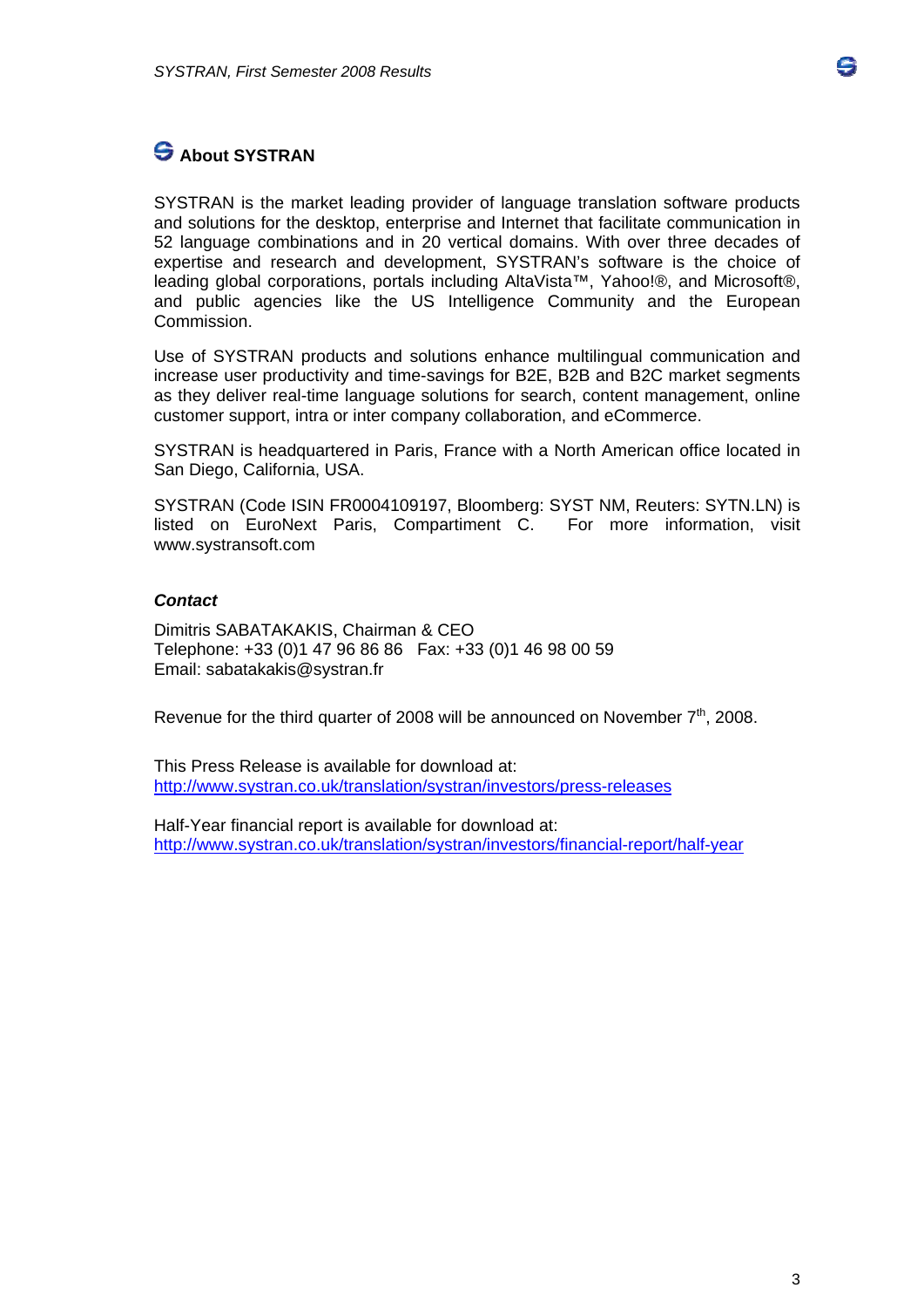## About SYSTRAN

SYSTRAN is the market leading provider of language translation software products and solutions for the desktop, enterprise and Internet that facilitate communication in 52 language combinations and in 20 vertical domains. With over three decades of expertise and research and development, SYSTRAN's software is the choice of leading global corporations, portals including AltaVista™, Yahoo!®, and Microsoft®, and public agencies like the US Intelligence Community and the European Commission.

Use of SYSTRAN products and solutions enhance multilingual communication and increase user productivity and time-savings for B2E, B2B and B2C market segments as they deliver real-time language solutions for search, content management, online customer support, intra or inter company collaboration, and eCommerce.

SYSTRAN is headquartered in Paris, France with a North American office located in San Diego, California, USA.

SYSTRAN (Code ISIN FR0004109197, Bloomberg: SYST NM, Reuters: SYTN.LN) is listed on EuroNext Paris, Compartiment C. For more information, visit www.systransoft.com

***Contact***

Dimitris SABATAKAKIS, Chairman & CEO
Telephone: +33 (0)1 47 96 86 86 Fax: +33 (0)1 46 98 00 59
Email: sabatakakis@systran.fr

Revenue for the third quarter of 2008 will be announced on November 7th, 2008.

This Press Release is available for download at:
http://www.systran.co.uk/translation/systran/investors/press-releases

Half-Year financial report is available for download at:
http://www.systran.co.uk/translation/systran/investors/financial-report/half-year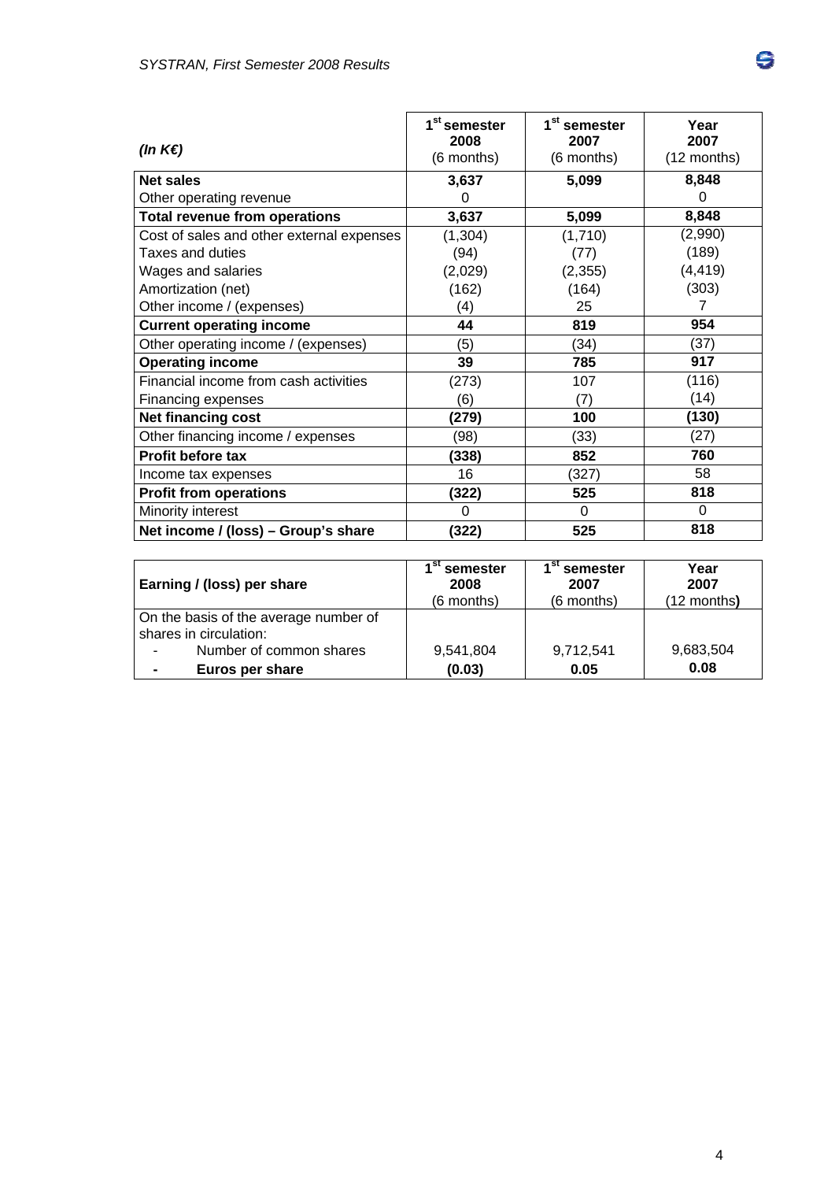| *(In K€)* | 1st semester 2008 (6 months) | 1st semester 2007 (6 months) | Year 2007 (12 months) |
|---|---|---|---|
| **Net sales** | **3,637** | **5,099** | **8,848** |
| Other operating revenue | 0 | | 0 |
| **Total revenue from operations** | **3,637** | **5,099** | **8,848** |
| Cost of sales and other external expenses | (1,304) | (1,710) | (2,990) |
| Taxes and duties | (94) | (77) | (189) |
| Wages and salaries | (2,029) | (2,355) | (4,419) |
| Amortization (net) | (162) | (164) | (303) |
| Other income / (expenses) | (4) | 25 | 7 |
| **Current operating income** | **44** | **819** | **954** |
| Other operating income / (expenses) | (5) | (34) | (37) |
| **Operating income** | **39** | **785** | **917** |
| Financial income from cash activities | (273) | 107 | (116) |
| Financing expenses | (6) | (7) | (14) |
| **Net financing cost** | **(279)** | **100** | **(130)** |
| Other financing income / expenses | (98) | (33) | (27) |
| **Profit before tax** | **(338)** | **852** | **760** |
| Income tax expenses | 16 | (327) | 58 |
| **Profit from operations** | **(322)** | **525** | **818** |
| Minority interest | 0 | 0 | 0 |
| **Net income / (loss) – Group's share** | **(322)** | **525** | **818** |

| **Earning / (loss) per share** | 1st semester 2008 (6 months) | 1st semester 2007 (6 months) | Year 2007 (12 months) |
|---|---|---|---|
| On the basis of the average number of shares in circulation: | | | |
| - Number of common shares | 9,541,804 | 9,712,541 | 9,683,504 |
| **- Euros per share** | **(0.03)** | **0.05** | **0.08** |